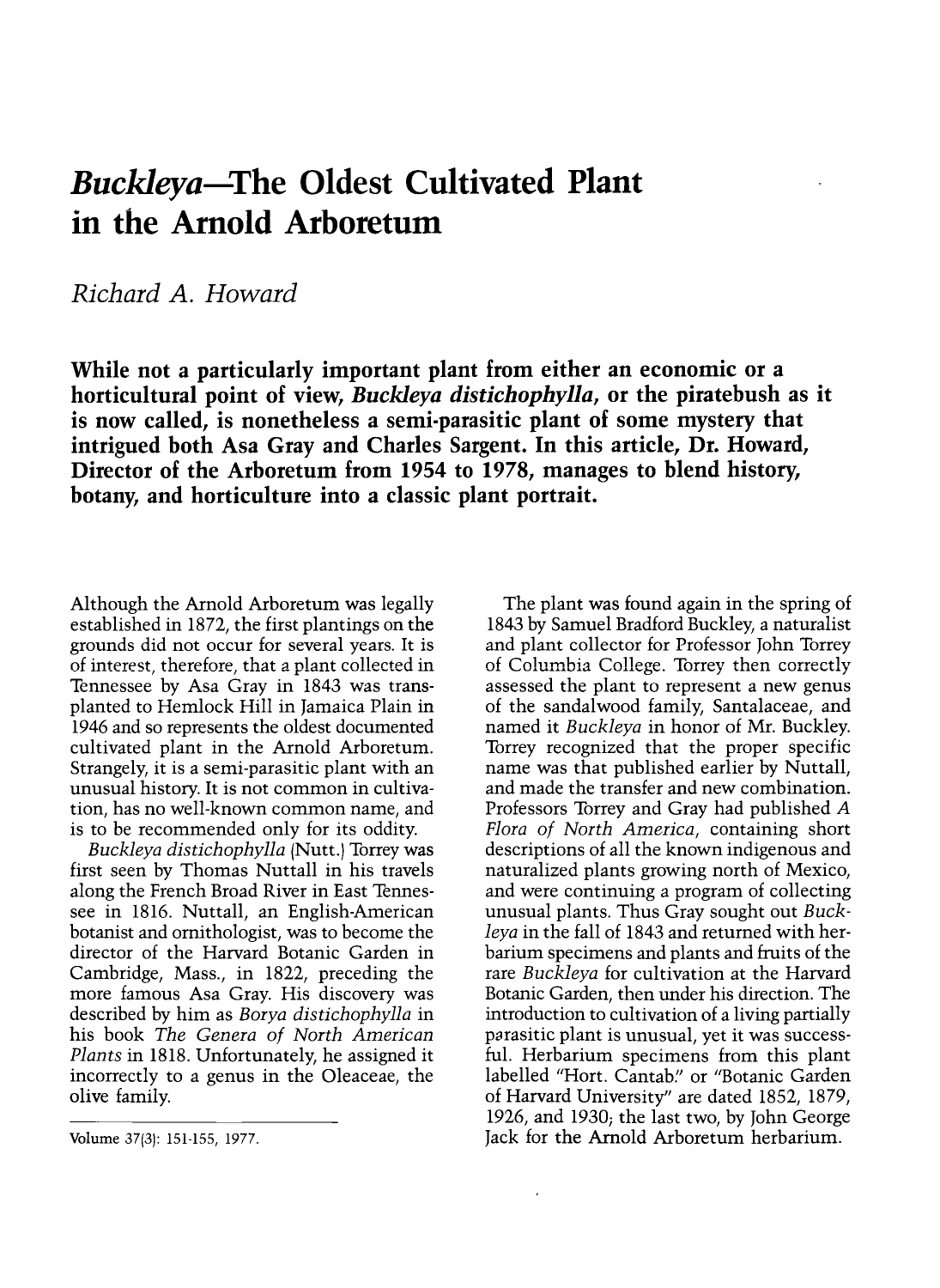# *Buckleya*—The Oldest Cultivated Plant in the Arnold Arboretum

*Richard A. Howard*

**While not a particularly important plant from either an economic or a horticultural point of view, *Buckleya distichophylla*, or the piratebush as it is now called, is nonetheless a semi-parasitic plant of some mystery that intrigued both Asa Gray and Charles Sargent. In this article, Dr. Howard, Director of the Arboretum from 1954 to 1978, manages to blend history, botany, and horticulture into a classic plant portrait.**

Although the Arnold Arboretum was legally established in 1872, the first plantings on the grounds did not occur for several years. It is of interest, therefore, that a plant collected in Tennessee by Asa Gray in 1843 was transplanted to Hemlock Hill in Jamaica Plain in 1946 and so represents the oldest documented cultivated plant in the Arnold Arboretum. Strangely, it is a semi-parasitic plant with an unusual history. It is not common in cultivation, has no well-known common name, and is to be recommended only for its oddity.

*Buckleya distichophylla* (Nutt.) Torrey was first seen by Thomas Nuttall in his travels along the French Broad River in East Tennessee in 1816. Nuttall, an English-American botanist and ornithologist, was to become the director of the Harvard Botanic Garden in Cambridge, Mass., in 1822, preceding the more famous Asa Gray. His discovery was described by him as *Borya distichophylla* in his book *The Genera of North American Plants* in 1818. Unfortunately, he assigned it incorrectly to a genus in the Oleaceae, the olive family.

Volume 37(3): 151-155, 1977.

The plant was found again in the spring of 1843 by Samuel Bradford Buckley, a naturalist and plant collector for Professor John Torrey of Columbia College. Torrey then correctly assessed the plant to represent a new genus of the sandalwood family, Santalaceae, and named it *Buckleya* in honor of Mr. Buckley. Torrey recognized that the proper specific name was that published earlier by Nuttall, and made the transfer and new combination. Professors Torrey and Gray had published *A Flora of North America*, containing short descriptions of all the known indigenous and naturalized plants growing north of Mexico, and were continuing a program of collecting unusual plants. Thus Gray sought out *Buckleya* in the fall of 1843 and returned with herbarium specimens and plants and fruits of the rare *Buckleya* for cultivation at the Harvard Botanic Garden, then under his direction. The introduction to cultivation of a living partially parasitic plant is unusual, yet it was successful. Herbarium specimens from this plant labelled "Hort. Cantab." or "Botanic Garden of Harvard University" are dated 1852, 1879, 1926, and 1930; the last two, by John George Jack for the Arnold Arboretum herbarium.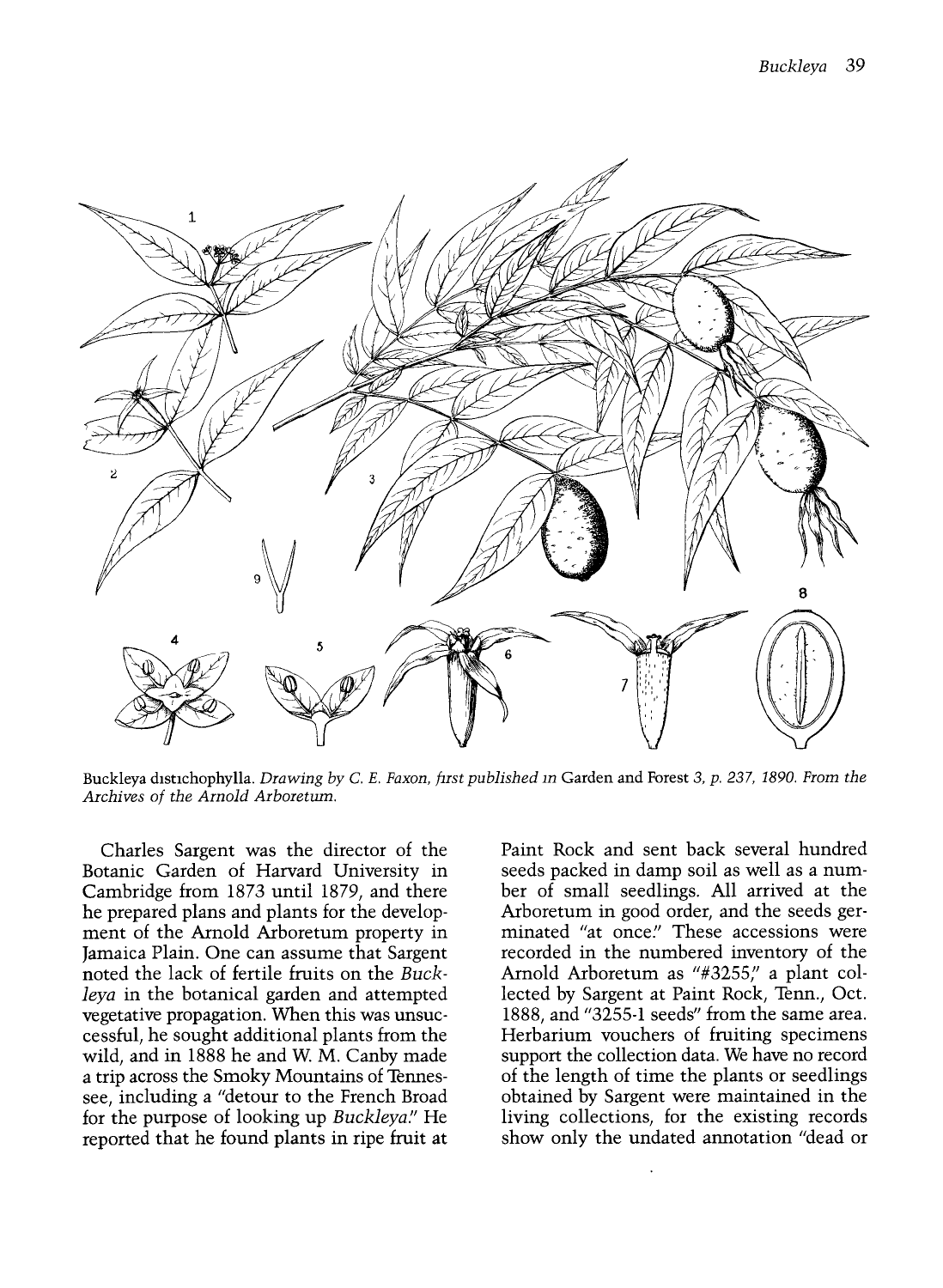Buckleya distichophylla. *Drawing by C. E. Faxon, first published in* Garden and Forest 3, p. 237, 1890. *From the Archives of the Arnold Arboretum.*

Charles Sargent was the director of the Botanic Garden of Harvard University in Cambridge from 1873 until 1879, and there he prepared plans and plants for the development of the Arnold Arboretum property in Jamaica Plain. One can assume that Sargent noted the lack of fertile fruits on the *Buckleya* in the botanical garden and attempted vegetative propagation. When this was unsuccessful, he sought additional plants from the wild, and in 1888 he and W. M. Canby made a trip across the Smoky Mountains of Tennessee, including a "detour to the French Broad for the purpose of looking up *Buckleya*." He reported that he found plants in ripe fruit at Paint Rock and sent back several hundred seeds packed in damp soil as well as a number of small seedlings. All arrived at the Arboretum in good order, and the seeds germinated "at once." These accessions were recorded in the numbered inventory of the Arnold Arboretum as "#3255," a plant collected by Sargent at Paint Rock, Tenn., Oct. 1888, and "3255-1 seeds" from the same area. Herbarium vouchers of fruiting specimens support the collection data. We have no record of the length of time the plants or seedlings obtained by Sargent were maintained in the living collections, for the existing records show only the undated annotation "dead or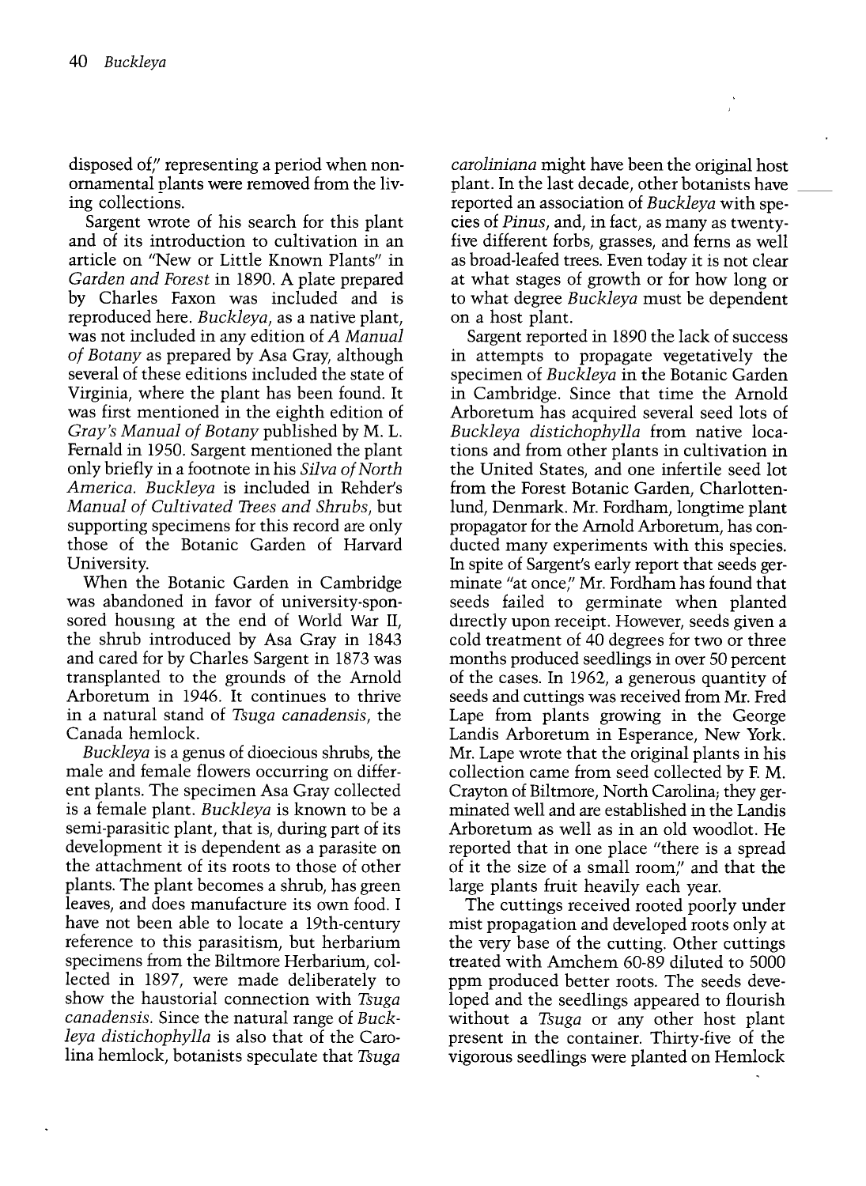disposed of," representing a period when non-ornamental plants were removed from the living collections.

Sargent wrote of his search for this plant and of its introduction to cultivation in an article on "New or Little Known Plants" in *Garden and Forest* in 1890. A plate prepared by Charles Faxon was included and is reproduced here. *Buckleya*, as a native plant, was not included in any edition of *A Manual of Botany* as prepared by Asa Gray, although several of these editions included the state of Virginia, where the plant has been found. It was first mentioned in the eighth edition of *Gray's Manual of Botany* published by M. L. Fernald in 1950. Sargent mentioned the plant only briefly in a footnote in his *Silva of North America*. *Buckleya* is included in Rehder's *Manual of Cultivated Trees and Shrubs*, but supporting specimens for this record are only those of the Botanic Garden of Harvard University.

When the Botanic Garden in Cambridge was abandoned in favor of university-sponsored housing at the end of World War II, the shrub introduced by Asa Gray in 1843 and cared for by Charles Sargent in 1873 was transplanted to the grounds of the Arnold Arboretum in 1946. It continues to thrive in a natural stand of *Tsuga canadensis*, the Canada hemlock.

*Buckleya* is a genus of dioecious shrubs, the male and female flowers occurring on different plants. The specimen Asa Gray collected is a female plant. *Buckleya* is known to be a semi-parasitic plant, that is, during part of its development it is dependent as a parasite on the attachment of its roots to those of other plants. The plant becomes a shrub, has green leaves, and does manufacture its own food. I have not been able to locate a 19th-century reference to this parasitism, but herbarium specimens from the Biltmore Herbarium, collected in 1897, were made deliberately to show the haustorial connection with *Tsuga canadensis*. Since the natural range of *Buckleya distichophylla* is also that of the Carolina hemlock, botanists speculate that *Tsuga caroliniana* might have been the original host plant. In the last decade, other botanists have reported an association of *Buckleya* with species of *Pinus*, and, in fact, as many as twenty-five different forbs, grasses, and ferns as well as broad-leafed trees. Even today it is not clear at what stages of growth or for how long or to what degree *Buckleya* must be dependent on a host plant.

Sargent reported in 1890 the lack of success in attempts to propagate vegetatively the specimen of *Buckleya* in the Botanic Garden in Cambridge. Since that time the Arnold Arboretum has acquired several seed lots of *Buckleya distichophylla* from native locations and from other plants in cultivation in the United States, and one infertile seed lot from the Forest Botanic Garden, Charlottenlund, Denmark. Mr. Fordham, longtime plant propagator for the Arnold Arboretum, has conducted many experiments with this species. In spite of Sargent's early report that seeds germinate "at once," Mr. Fordham has found that seeds failed to germinate when planted directly upon receipt. However, seeds given a cold treatment of 40 degrees for two or three months produced seedlings in over 50 percent of the cases. In 1962, a generous quantity of seeds and cuttings was received from Mr. Fred Lape from plants growing in the George Landis Arboretum in Esperance, New York. Mr. Lape wrote that the original plants in his collection came from seed collected by F. M. Crayton of Biltmore, North Carolina; they germinated well and are established in the Landis Arboretum as well as in an old woodlot. He reported that in one place "there is a spread of it the size of a small room," and that the large plants fruit heavily each year.

The cuttings received rooted poorly under mist propagation and developed roots only at the very base of the cutting. Other cuttings treated with Amchem 60-89 diluted to 5000 ppm produced better roots. The seeds developed and the seedlings appeared to flourish without a *Tsuga* or any other host plant present in the container. Thirty-five of the vigorous seedlings were planted on Hemlock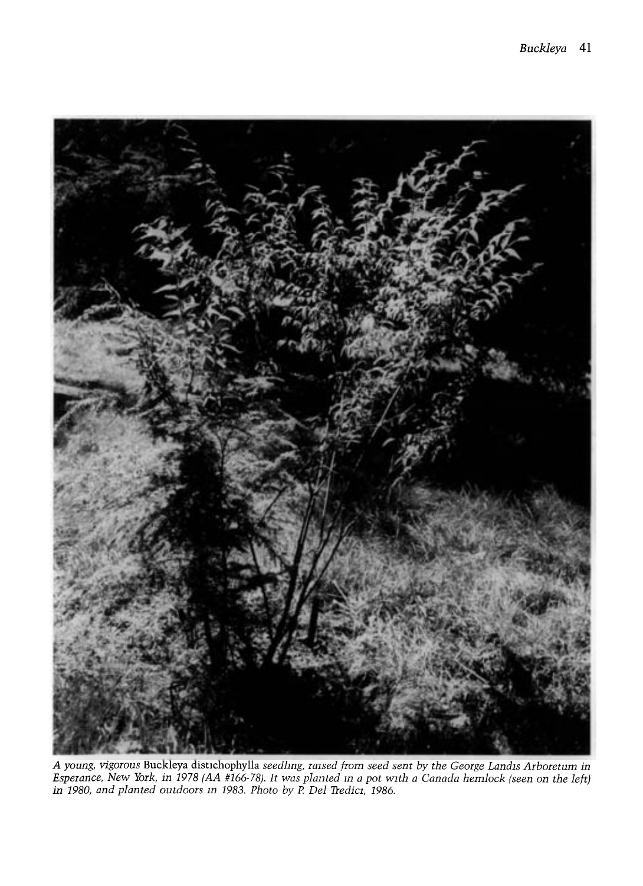*A young, vigorous* Buckleya distichophylla *seedling, raised from seed sent by the George Landis Arboretum in Esperance, New York, in 1978 (AA #166-78). It was planted in a pot with a Canada hemlock (seen on the left) in 1980, and planted outdoors in 1983. Photo by P. Del Tredici, 1986.*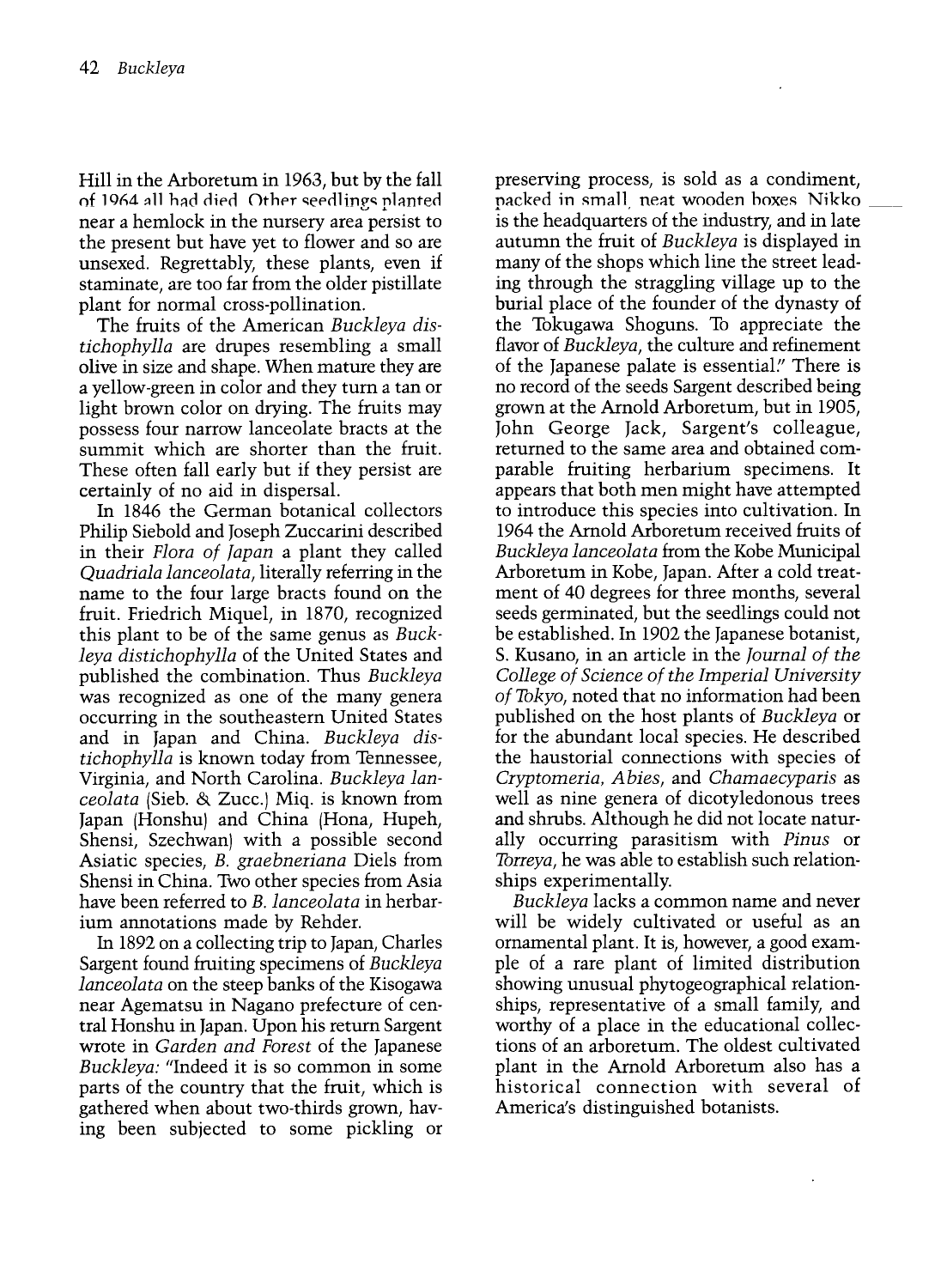Hill in the Arboretum in 1963, but by the fall of 1964 all had died. Other seedlings planted near a hemlock in the nursery area persist to the present but have yet to flower and so are unsexed. Regrettably, these plants, even if staminate, are too far from the older pistillate plant for normal cross-pollination.

The fruits of the American *Buckleya distichophylla* are drupes resembling a small olive in size and shape. When mature they are a yellow-green in color and they turn a tan or light brown color on drying. The fruits may possess four narrow lanceolate bracts at the summit which are shorter than the fruit. These often fall early but if they persist are certainly of no aid in dispersal.

In 1846 the German botanical collectors Philip Siebold and Joseph Zuccarini described in their *Flora of Japan* a plant they called *Quadriala lanceolata*, literally referring in the name to the four large bracts found on the fruit. Friedrich Miquel, in 1870, recognized this plant to be of the same genus as *Buckleya distichophylla* of the United States and published the combination. Thus *Buckleya* was recognized as one of the many genera occurring in the southeastern United States and in Japan and China. *Buckleya distichophylla* is known today from Tennessee, Virginia, and North Carolina. *Buckleya lanceolata* (Sieb. & Zucc.) Miq. is known from Japan (Honshu) and China (Hona, Hupeh, Shensi, Szechwan) with a possible second Asiatic species, *B. graebneriana* Diels from Shensi in China. Two other species from Asia have been referred to *B. lanceolata* in herbarium annotations made by Rehder.

In 1892 on a collecting trip to Japan, Charles Sargent found fruiting specimens of *Buckleya lanceolata* on the steep banks of the Kisogawa near Agematsu in Nagano prefecture of central Honshu in Japan. Upon his return Sargent wrote in *Garden and Forest* of the Japanese *Buckleya:* "Indeed it is so common in some parts of the country that the fruit, which is gathered when about two-thirds grown, having been subjected to some pickling or preserving process, is sold as a condiment, packed in small, neat wooden boxes. Nikko is the headquarters of the industry, and in late autumn the fruit of *Buckleya* is displayed in many of the shops which line the street leading through the straggling village up to the burial place of the founder of the dynasty of the Tokugawa Shoguns. To appreciate the flavor of *Buckleya*, the culture and refinement of the Japanese palate is essential." There is no record of the seeds Sargent described being grown at the Arnold Arboretum, but in 1905, John George Jack, Sargent's colleague, returned to the same area and obtained comparable fruiting herbarium specimens. It appears that both men might have attempted to introduce this species into cultivation. In 1964 the Arnold Arboretum received fruits of *Buckleya lanceolata* from the Kobe Municipal Arboretum in Kobe, Japan. After a cold treatment of 40 degrees for three months, several seeds germinated, but the seedlings could not be established. In 1902 the Japanese botanist, S. Kusano, in an article in the *Journal of the College of Science of the Imperial University of Tokyo*, noted that no information had been published on the host plants of *Buckleya* or for the abundant local species. He described the haustorial connections with species of *Cryptomeria*, *Abies*, and *Chamaecyparis* as well as nine genera of dicotyledonous trees and shrubs. Although he did not locate naturally occurring parasitism with *Pinus* or *Torreya*, he was able to establish such relationships experimentally.

*Buckleya* lacks a common name and never will be widely cultivated or useful as an ornamental plant. It is, however, a good example of a rare plant of limited distribution showing unusual phytogeographical relationships, representative of a small family, and worthy of a place in the educational collections of an arboretum. The oldest cultivated plant in the Arnold Arboretum also has a historical connection with several of America's distinguished botanists.